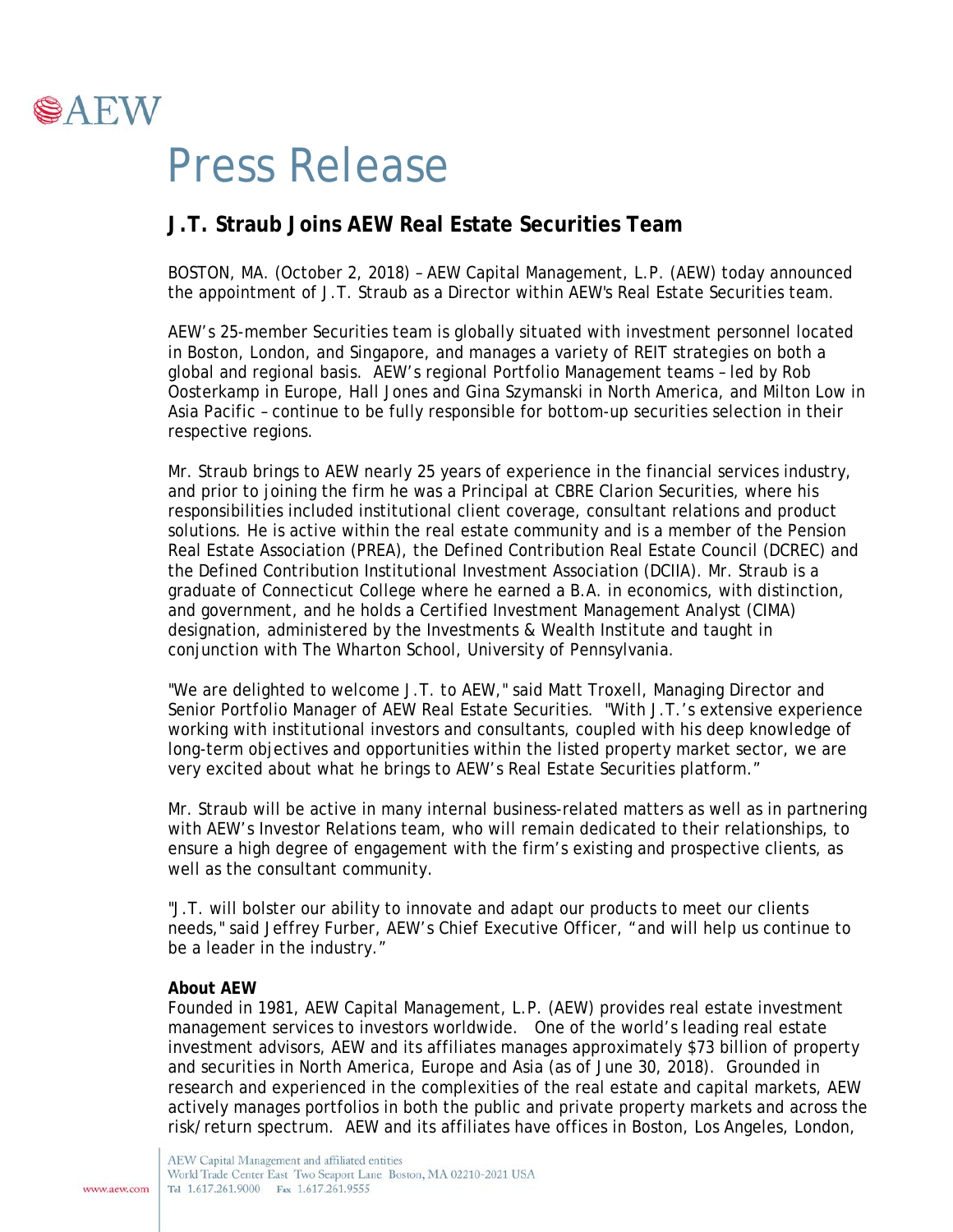AEW

# Press Release

## J.T. Straub Joins AEW Real Estate Securities Team

BOSTON, MA. (October 2, 2018) – AEW Capital Management, L.P. (AEW) today announced the appointment of J.T. Straub as a Director within AEW's Real Estate Securities team.

AEW's 25-member Securities team is globally situated with investment personnel located in Boston, London, and Singapore, and manages a variety of REIT strategies on both a global and regional basis. AEW's regional Portfolio Management teams – led by Rob Oosterkamp in Europe, Hall Jones and Gina Szymanski in North America, and Milton Low in Asia Pacific – continue to be fully responsible for bottom-up securities selection in their respective regions.

Mr. Straub brings to AEW nearly 25 years of experience in the financial services industry, and prior to joining the firm he was a Principal at CBRE Clarion Securities, where his responsibilities included institutional client coverage, consultant relations and product solutions. He is active within the real estate community and is a member of the Pension Real Estate Association (PREA), the Defined Contribution Real Estate Council (DCREC) and the Defined Contribution Institutional Investment Association (DCIIA). Mr. Straub is a graduate of Connecticut College where he earned a B.A. in economics, with distinction, and government, and he holds a Certified Investment Management Analyst (CIMA) designation, administered by the Investments & Wealth Institute and taught in conjunction with The Wharton School, University of Pennsylvania.

"We are delighted to welcome J.T. to AEW," said Matt Troxell, Managing Director and Senior Portfolio Manager of AEW Real Estate Securities. "With J.T.'s extensive experience working with institutional investors and consultants, coupled with his deep knowledge of long-term objectives and opportunities within the listed property market sector, we are very excited about what he brings to AEW's Real Estate Securities platform."

Mr. Straub will be active in many internal business-related matters as well as in partnering with AEW's Investor Relations team, who will remain dedicated to their relationships, to ensure a high degree of engagement with the firm's existing and prospective clients, as well as the consultant community.

"J.T. will bolster our ability to innovate and adapt our products to meet our clients needs," said Jeffrey Furber, AEW's Chief Executive Officer, "and will help us continue to be a leader in the industry."

**About AEW**

Founded in 1981, AEW Capital Management, L.P. (AEW) provides real estate investment management services to investors worldwide. One of the world's leading real estate investment advisors, AEW and its affiliates manages approximately $73 billion of property and securities in North America, Europe and Asia (as of June 30, 2018). Grounded in research and experienced in the complexities of the real estate and capital markets, AEW actively manages portfolios in both the public and private property markets and across the risk/return spectrum. AEW and its affiliates have offices in Boston, Los Angeles, London,

AEW Capital Management and affiliated entities
World Trade Center East Two Seaport Lane Boston, MA 02210-2021 USA
Tel 1.617.261.9000 Fax 1.617.261.9555
www.aew.com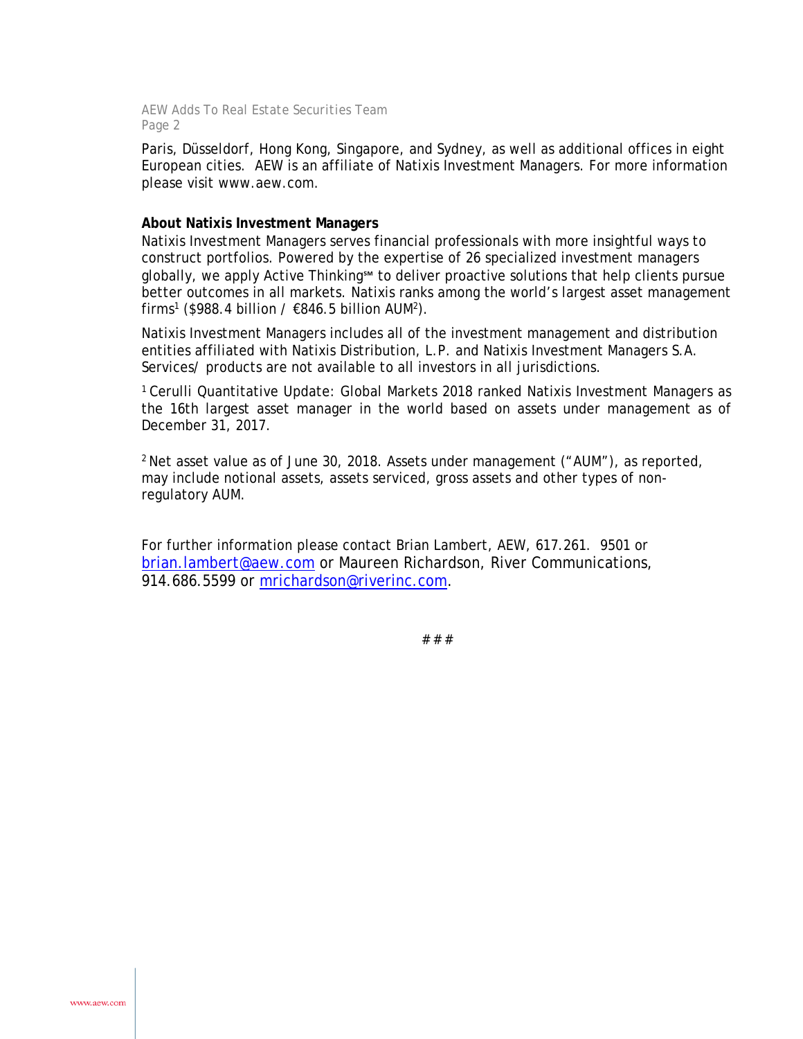Paris, Düsseldorf, Hong Kong, Singapore, and Sydney, as well as additional offices in eight European cities. AEW is an affiliate of Natixis Investment Managers. For more information please visit www.aew.com.

**About Natixis Investment Managers**

Natixis Investment Managers serves financial professionals with more insightful ways to construct portfolios. Powered by the expertise of 26 specialized investment managers globally, we apply Active Thinking℠ to deliver proactive solutions that help clients pursue better outcomes in all markets. Natixis ranks among the world's largest asset management firms[1] ($988.4 billion / €846.5 billion AUM[2]).

Natixis Investment Managers includes all of the investment management and distribution entities affiliated with Natixis Distribution, L.P. and Natixis Investment Managers S.A. Services/ products are not available to all investors in all jurisdictions.

[1] Cerulli Quantitative Update: Global Markets 2018 ranked Natixis Investment Managers as the 16th largest asset manager in the world based on assets under management as of December 31, 2017.

[2] Net asset value as of June 30, 2018. Assets under management ("AUM"), as reported, may include notional assets, assets serviced, gross assets and other types of non-regulatory AUM.

For further information please contact Brian Lambert, AEW, 617.261. 9501 or brian.lambert@aew.com or Maureen Richardson, River Communications, 914.686.5599 or mrichardson@riverinc.com.

# # #